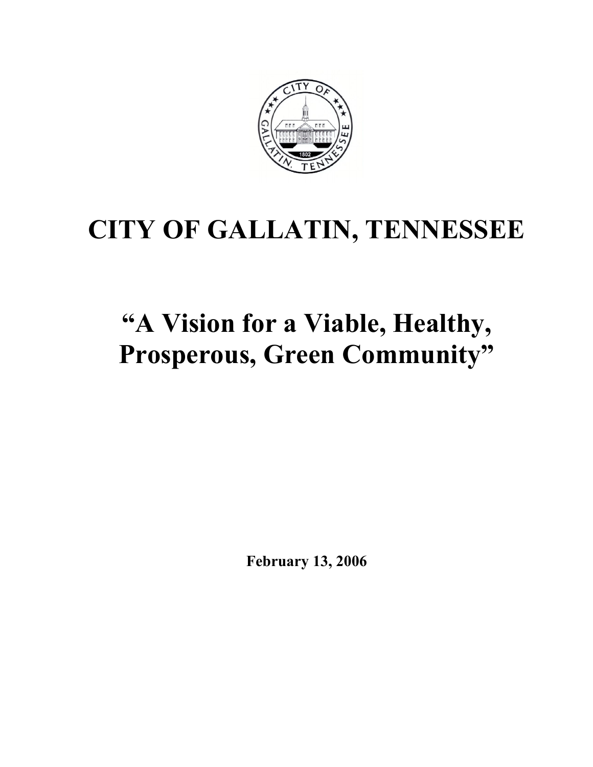# CITY OF GALLATIN, TENNESSEE

# "A Vision for a Viable, Healthy, Prosperous, Green Community"

**February 13, 2006**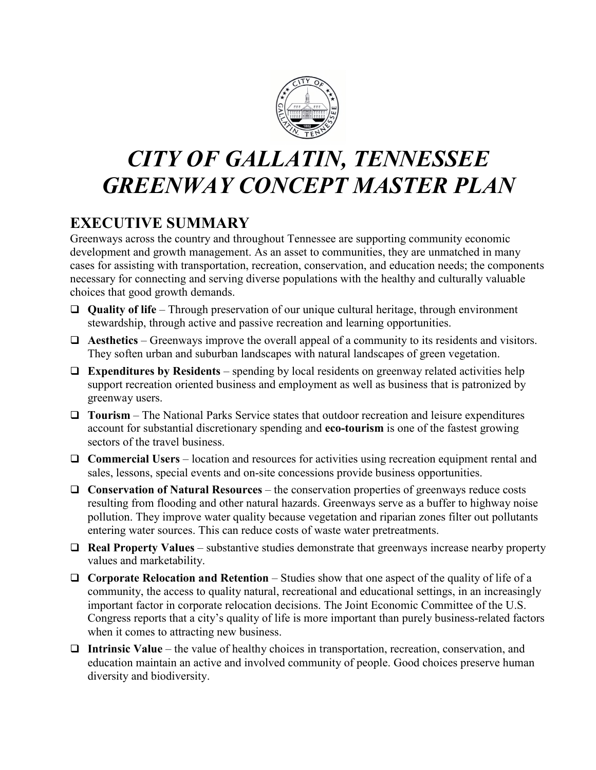# *CITY OF GALLATIN, TENNESSEE GREENWAY CONCEPT MASTER PLAN*

## EXECUTIVE SUMMARY

Greenways across the country and throughout Tennessee are supporting community economic development and growth management. As an asset to communities, they are unmatched in many cases for assisting with transportation, recreation, conservation, and education needs; the components necessary for connecting and serving diverse populations with the healthy and culturally valuable choices that good growth demands.

- **Quality of life** – Through preservation of our unique cultural heritage, through environment stewardship, through active and passive recreation and learning opportunities.
- **Aesthetics** – Greenways improve the overall appeal of a community to its residents and visitors. They soften urban and suburban landscapes with natural landscapes of green vegetation.
- **Expenditures by Residents** – spending by local residents on greenway related activities help support recreation oriented business and employment as well as business that is patronized by greenway users.
- **Tourism** – The National Parks Service states that outdoor recreation and leisure expenditures account for substantial discretionary spending and **eco-tourism** is one of the fastest growing sectors of the travel business.
- **Commercial Users** – location and resources for activities using recreation equipment rental and sales, lessons, special events and on-site concessions provide business opportunities.
- **Conservation of Natural Resources** – the conservation properties of greenways reduce costs resulting from flooding and other natural hazards. Greenways serve as a buffer to highway noise pollution. They improve water quality because vegetation and riparian zones filter out pollutants entering water sources. This can reduce costs of waste water pretreatments.
- **Real Property Values** – substantive studies demonstrate that greenways increase nearby property values and marketability.
- **Corporate Relocation and Retention** – Studies show that one aspect of the quality of life of a community, the access to quality natural, recreational and educational settings, in an increasingly important factor in corporate relocation decisions. The Joint Economic Committee of the U.S. Congress reports that a city's quality of life is more important than purely business-related factors when it comes to attracting new business.
- **Intrinsic Value** – the value of healthy choices in transportation, recreation, conservation, and education maintain an active and involved community of people. Good choices preserve human diversity and biodiversity.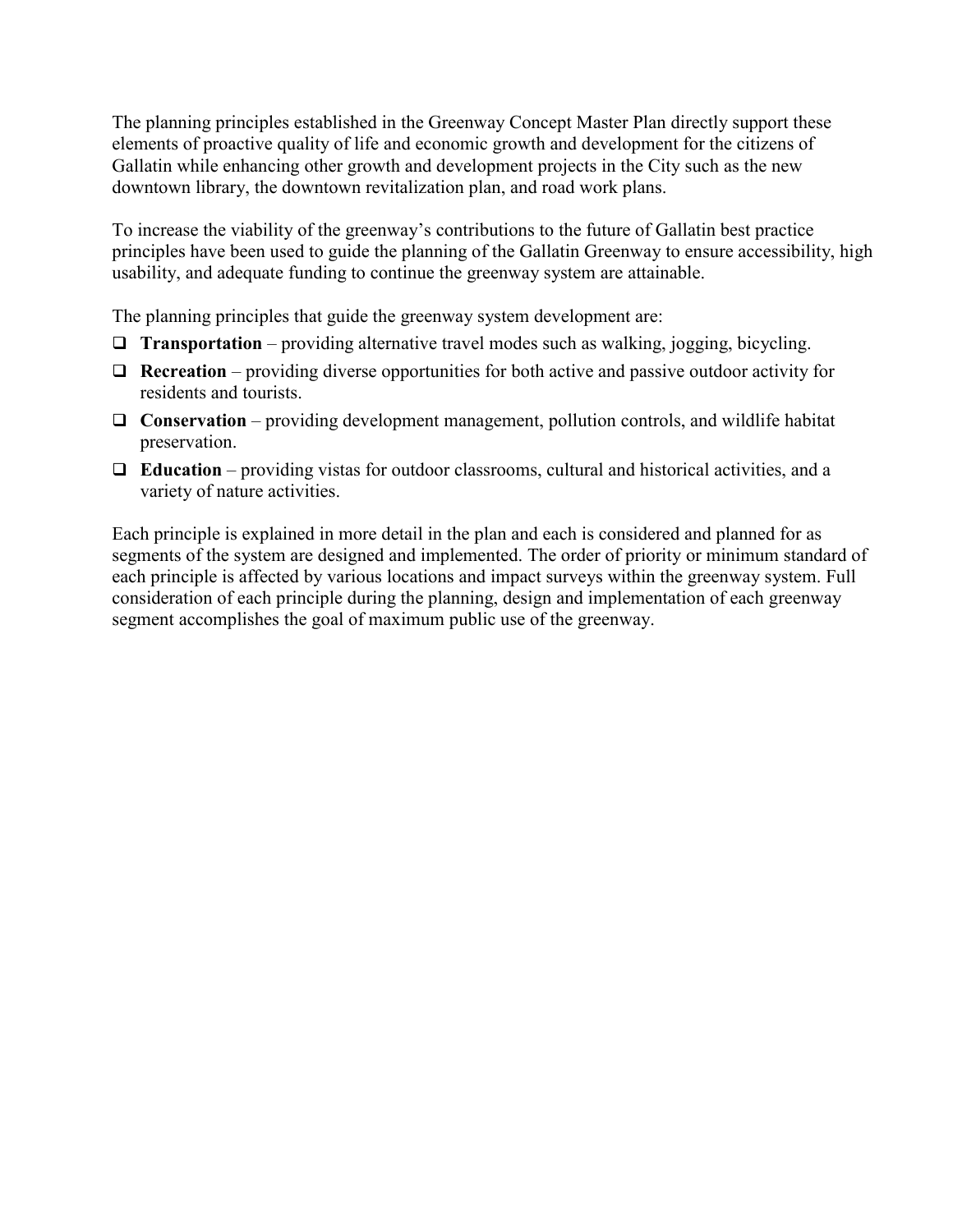The planning principles established in the Greenway Concept Master Plan directly support these elements of proactive quality of life and economic growth and development for the citizens of Gallatin while enhancing other growth and development projects in the City such as the new downtown library, the downtown revitalization plan, and road work plans.

To increase the viability of the greenway's contributions to the future of Gallatin best practice principles have been used to guide the planning of the Gallatin Greenway to ensure accessibility, high usability, and adequate funding to continue the greenway system are attainable.

The planning principles that guide the greenway system development are:

- **Transportation** – providing alternative travel modes such as walking, jogging, bicycling.
- **Recreation** – providing diverse opportunities for both active and passive outdoor activity for residents and tourists.
- **Conservation** – providing development management, pollution controls, and wildlife habitat preservation.
- **Education** – providing vistas for outdoor classrooms, cultural and historical activities, and a variety of nature activities.

Each principle is explained in more detail in the plan and each is considered and planned for as segments of the system are designed and implemented. The order of priority or minimum standard of each principle is affected by various locations and impact surveys within the greenway system. Full consideration of each principle during the planning, design and implementation of each greenway segment accomplishes the goal of maximum public use of the greenway.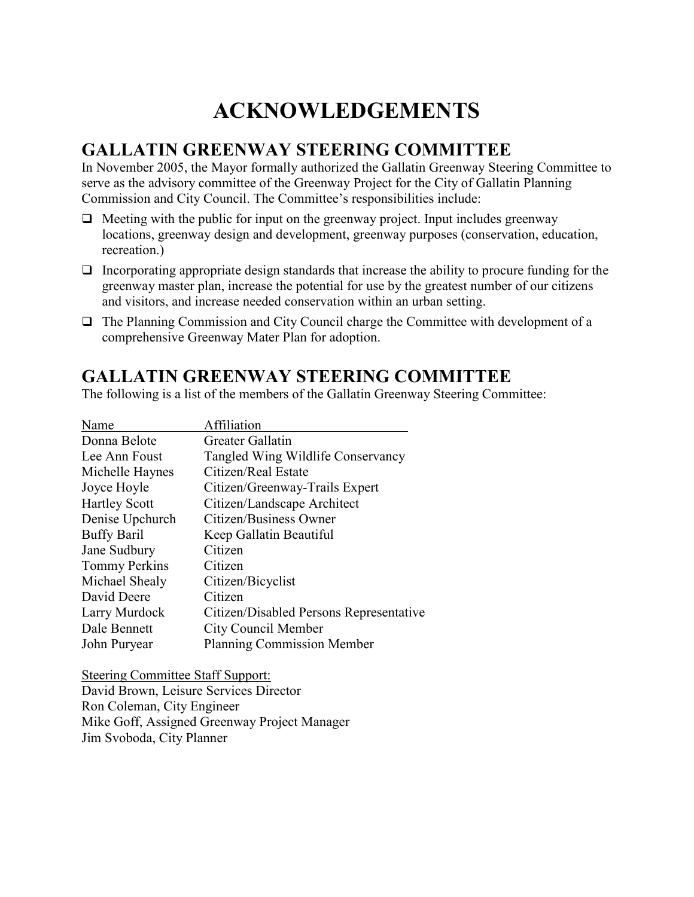# ACKNOWLEDGEMENTS

## GALLATIN GREENWAY STEERING COMMITTEE

In November 2005, the Mayor formally authorized the Gallatin Greenway Steering Committee to serve as the advisory committee of the Greenway Project for the City of Gallatin Planning Commission and City Council. The Committee's responsibilities include:

- Meeting with the public for input on the greenway project. Input includes greenway locations, greenway design and development, greenway purposes (conservation, education, recreation.)
- Incorporating appropriate design standards that increase the ability to procure funding for the greenway master plan, increase the potential for use by the greatest number of our citizens and visitors, and increase needed conservation within an urban setting.
- The Planning Commission and City Council charge the Committee with development of a comprehensive Greenway Mater Plan for adoption.

## GALLATIN GREENWAY STEERING COMMITTEE

The following is a list of the members of the Gallatin Greenway Steering Committee:

| Name | Affiliation |
|---|---|
| Donna Belote | Greater Gallatin |
| Lee Ann Foust | Tangled Wing Wildlife Conservancy |
| Michelle Haynes | Citizen/Real Estate |
| Joyce Hoyle | Citizen/Greenway-Trails Expert |
| Hartley Scott | Citizen/Landscape Architect |
| Denise Upchurch | Citizen/Business Owner |
| Buffy Baril | Keep Gallatin Beautiful |
| Jane Sudbury | Citizen |
| Tommy Perkins | Citizen |
| Michael Shealy | Citizen/Bicyclist |
| David Deere | Citizen |
| Larry Murdock | Citizen/Disabled Persons Representative |
| Dale Bennett | City Council Member |
| John Puryear | Planning Commission Member |

Steering Committee Staff Support:
David Brown, Leisure Services Director
Ron Coleman, City Engineer
Mike Goff, Assigned Greenway Project Manager
Jim Svoboda, City Planner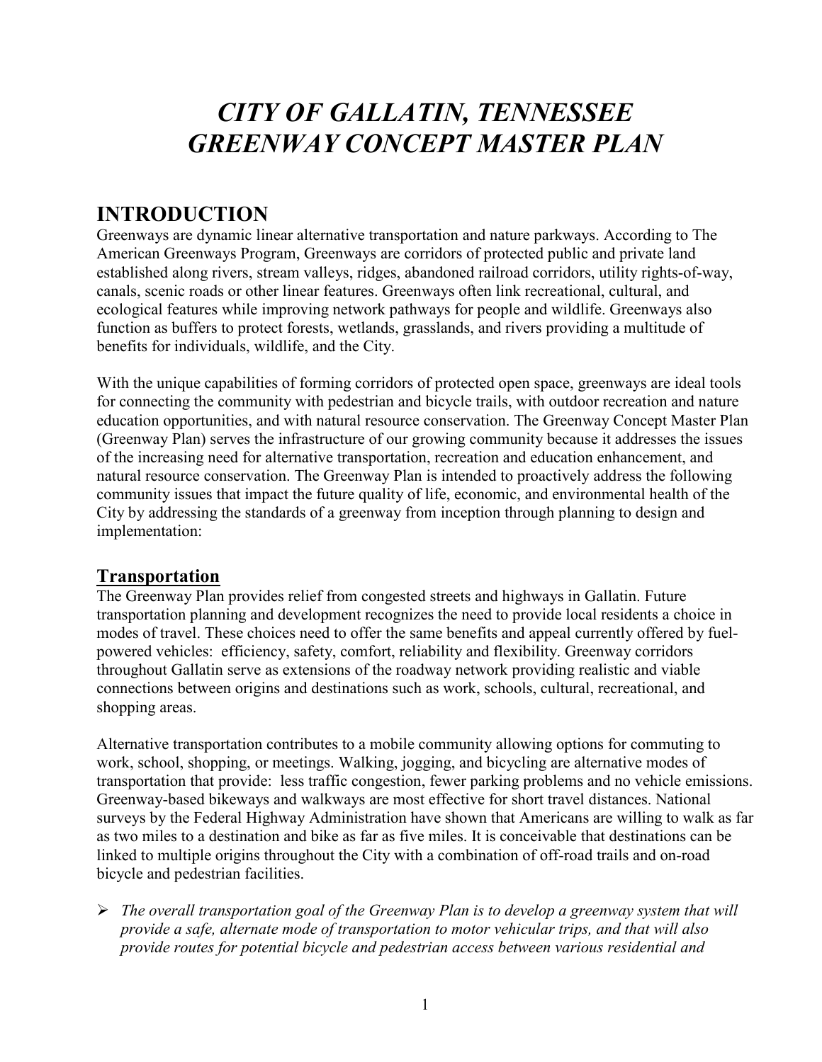# *CITY OF GALLATIN, TENNESSEE GREENWAY CONCEPT MASTER PLAN*

## INTRODUCTION

Greenways are dynamic linear alternative transportation and nature parkways. According to The American Greenways Program, Greenways are corridors of protected public and private land established along rivers, stream valleys, ridges, abandoned railroad corridors, utility rights-of-way, canals, scenic roads or other linear features. Greenways often link recreational, cultural, and ecological features while improving network pathways for people and wildlife. Greenways also function as buffers to protect forests, wetlands, grasslands, and rivers providing a multitude of benefits for individuals, wildlife, and the City.

With the unique capabilities of forming corridors of protected open space, greenways are ideal tools for connecting the community with pedestrian and bicycle trails, with outdoor recreation and nature education opportunities, and with natural resource conservation. The Greenway Concept Master Plan (Greenway Plan) serves the infrastructure of our growing community because it addresses the issues of the increasing need for alternative transportation, recreation and education enhancement, and natural resource conservation. The Greenway Plan is intended to proactively address the following community issues that impact the future quality of life, economic, and environmental health of the City by addressing the standards of a greenway from inception through planning to design and implementation:

### Transportation

The Greenway Plan provides relief from congested streets and highways in Gallatin. Future transportation planning and development recognizes the need to provide local residents a choice in modes of travel. These choices need to offer the same benefits and appeal currently offered by fuel-powered vehicles: efficiency, safety, comfort, reliability and flexibility. Greenway corridors throughout Gallatin serve as extensions of the roadway network providing realistic and viable connections between origins and destinations such as work, schools, cultural, recreational, and shopping areas.

Alternative transportation contributes to a mobile community allowing options for commuting to work, school, shopping, or meetings. Walking, jogging, and bicycling are alternative modes of transportation that provide: less traffic congestion, fewer parking problems and no vehicle emissions. Greenway-based bikeways and walkways are most effective for short travel distances. National surveys by the Federal Highway Administration have shown that Americans are willing to walk as far as two miles to a destination and bike as far as five miles. It is conceivable that destinations can be linked to multiple origins throughout the City with a combination of off-road trails and on-road bicycle and pedestrian facilities.

- *The overall transportation goal of the Greenway Plan is to develop a greenway system that will provide a safe, alternate mode of transportation to motor vehicular trips, and that will also provide routes for potential bicycle and pedestrian access between various residential and*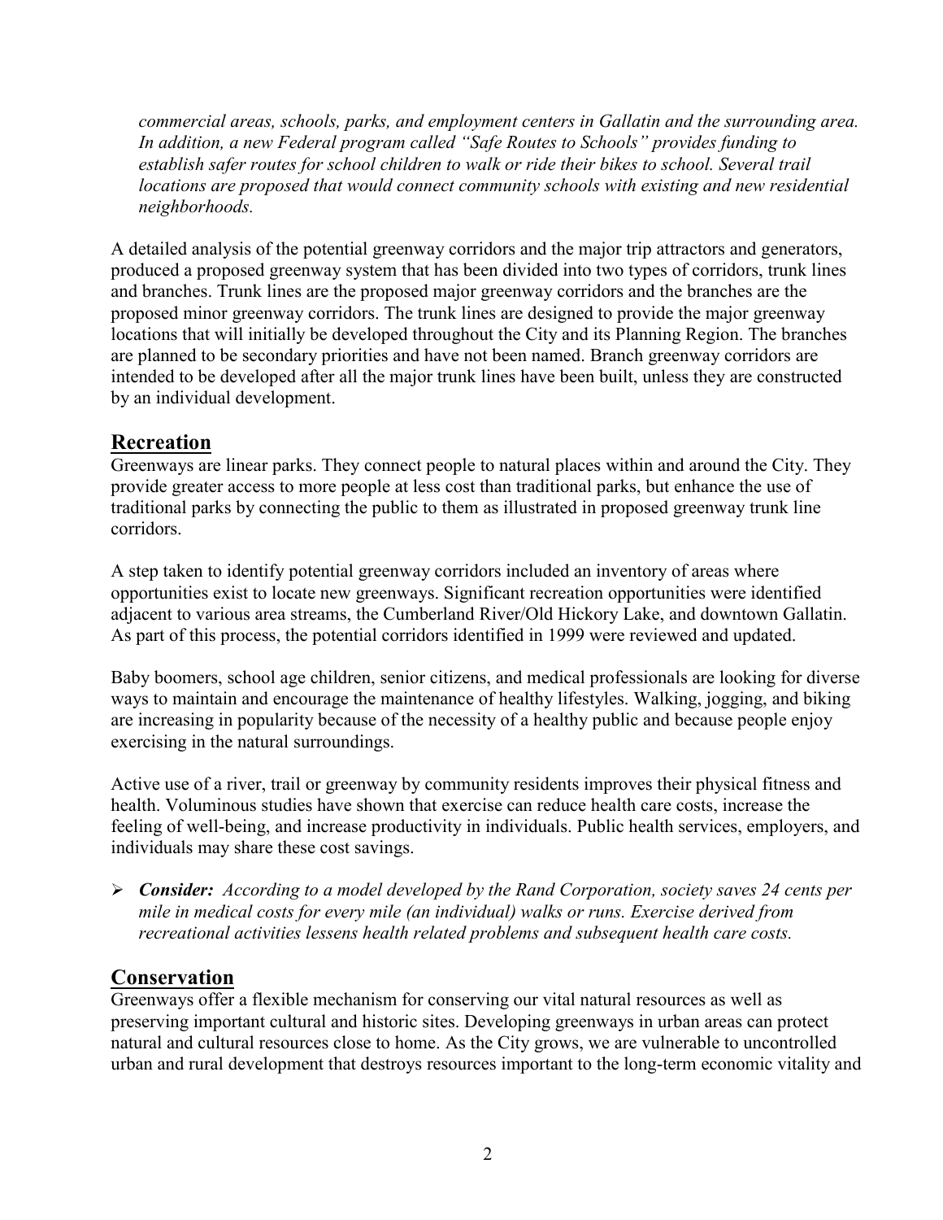*commercial areas, schools, parks, and employment centers in Gallatin and the surrounding area. In addition, a new Federal program called "Safe Routes to Schools" provides funding to establish safer routes for school children to walk or ride their bikes to school. Several trail locations are proposed that would connect community schools with existing and new residential neighborhoods.*

A detailed analysis of the potential greenway corridors and the major trip attractors and generators, produced a proposed greenway system that has been divided into two types of corridors, trunk lines and branches. Trunk lines are the proposed major greenway corridors and the branches are the proposed minor greenway corridors. The trunk lines are designed to provide the major greenway locations that will initially be developed throughout the City and its Planning Region. The branches are planned to be secondary priorities and have not been named. Branch greenway corridors are intended to be developed after all the major trunk lines have been built, unless they are constructed by an individual development.

## Recreation

Greenways are linear parks. They connect people to natural places within and around the City. They provide greater access to more people at less cost than traditional parks, but enhance the use of traditional parks by connecting the public to them as illustrated in proposed greenway trunk line corridors.

A step taken to identify potential greenway corridors included an inventory of areas where opportunities exist to locate new greenways. Significant recreation opportunities were identified adjacent to various area streams, the Cumberland River/Old Hickory Lake, and downtown Gallatin. As part of this process, the potential corridors identified in 1999 were reviewed and updated.

Baby boomers, school age children, senior citizens, and medical professionals are looking for diverse ways to maintain and encourage the maintenance of healthy lifestyles. Walking, jogging, and biking are increasing in popularity because of the necessity of a healthy public and because people enjoy exercising in the natural surroundings.

Active use of a river, trail or greenway by community residents improves their physical fitness and health. Voluminous studies have shown that exercise can reduce health care costs, increase the feeling of well-being, and increase productivity in individuals. Public health services, employers, and individuals may share these cost savings.

- ***Consider:*** *According to a model developed by the Rand Corporation, society saves 24 cents per mile in medical costs for every mile (an individual) walks or runs. Exercise derived from recreational activities lessens health related problems and subsequent health care costs.*

## Conservation

Greenways offer a flexible mechanism for conserving our vital natural resources as well as preserving important cultural and historic sites. Developing greenways in urban areas can protect natural and cultural resources close to home. As the City grows, we are vulnerable to uncontrolled urban and rural development that destroys resources important to the long-term economic vitality and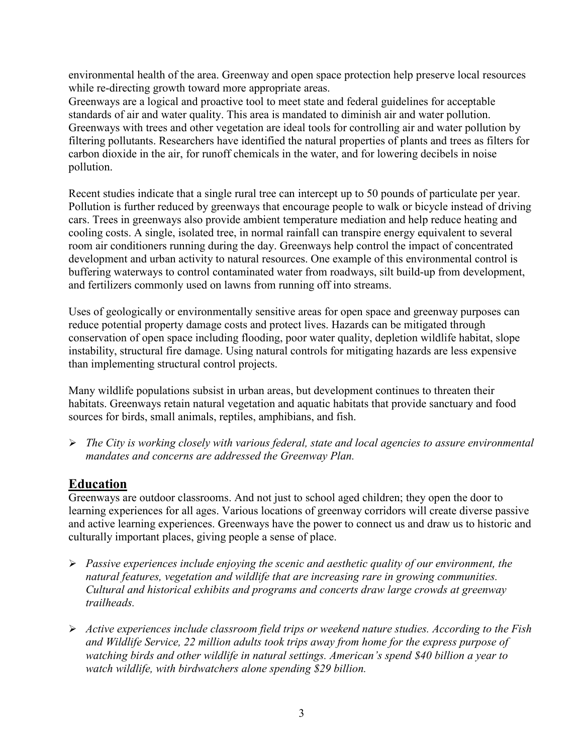environmental health of the area. Greenway and open space protection help preserve local resources while re-directing growth toward more appropriate areas.
Greenways are a logical and proactive tool to meet state and federal guidelines for acceptable standards of air and water quality. This area is mandated to diminish air and water pollution. Greenways with trees and other vegetation are ideal tools for controlling air and water pollution by filtering pollutants. Researchers have identified the natural properties of plants and trees as filters for carbon dioxide in the air, for runoff chemicals in the water, and for lowering decibels in noise pollution.

Recent studies indicate that a single rural tree can intercept up to 50 pounds of particulate per year. Pollution is further reduced by greenways that encourage people to walk or bicycle instead of driving cars. Trees in greenways also provide ambient temperature mediation and help reduce heating and cooling costs. A single, isolated tree, in normal rainfall can transpire energy equivalent to several room air conditioners running during the day. Greenways help control the impact of concentrated development and urban activity to natural resources. One example of this environmental control is buffering waterways to control contaminated water from roadways, silt build-up from development, and fertilizers commonly used on lawns from running off into streams.

Uses of geologically or environmentally sensitive areas for open space and greenway purposes can reduce potential property damage costs and protect lives. Hazards can be mitigated through conservation of open space including flooding, poor water quality, depletion wildlife habitat, slope instability, structural fire damage. Using natural controls for mitigating hazards are less expensive than implementing structural control projects.

Many wildlife populations subsist in urban areas, but development continues to threaten their habitats. Greenways retain natural vegetation and aquatic habitats that provide sanctuary and food sources for birds, small animals, reptiles, amphibians, and fish.

- *The City is working closely with various federal, state and local agencies to assure environmental mandates and concerns are addressed the Greenway Plan.*

## Education

Greenways are outdoor classrooms. And not just to school aged children; they open the door to learning experiences for all ages. Various locations of greenway corridors will create diverse passive and active learning experiences. Greenways have the power to connect us and draw us to historic and culturally important places, giving people a sense of place.

- *Passive experiences include enjoying the scenic and aesthetic quality of our environment, the natural features, vegetation and wildlife that are increasing rare in growing communities. Cultural and historical exhibits and programs and concerts draw large crowds at greenway trailheads.*

- *Active experiences include classroom field trips or weekend nature studies. According to the Fish and Wildlife Service, 22 million adults took trips away from home for the express purpose of watching birds and other wildlife in natural settings. American's spend $40 billion a year to watch wildlife, with birdwatchers alone spending $29 billion.*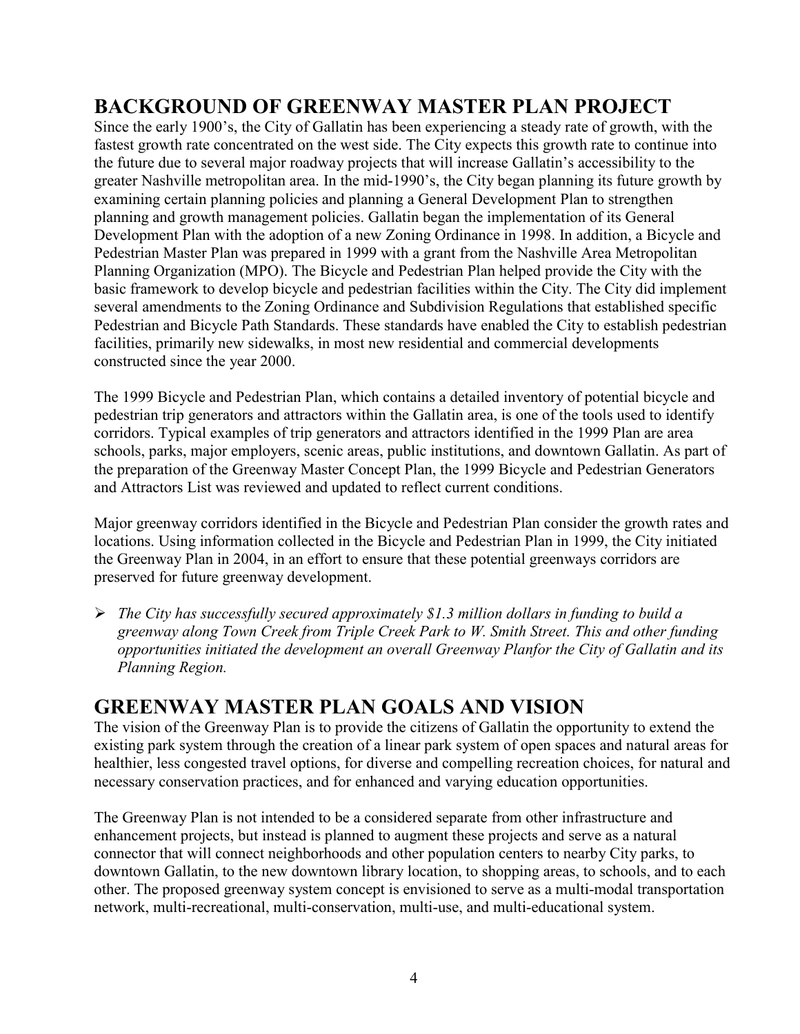## BACKGROUND OF GREENWAY MASTER PLAN PROJECT

Since the early 1900's, the City of Gallatin has been experiencing a steady rate of growth, with the fastest growth rate concentrated on the west side. The City expects this growth rate to continue into the future due to several major roadway projects that will increase Gallatin's accessibility to the greater Nashville metropolitan area. In the mid-1990's, the City began planning its future growth by examining certain planning policies and planning a General Development Plan to strengthen planning and growth management policies. Gallatin began the implementation of its General Development Plan with the adoption of a new Zoning Ordinance in 1998. In addition, a Bicycle and Pedestrian Master Plan was prepared in 1999 with a grant from the Nashville Area Metropolitan Planning Organization (MPO). The Bicycle and Pedestrian Plan helped provide the City with the basic framework to develop bicycle and pedestrian facilities within the City. The City did implement several amendments to the Zoning Ordinance and Subdivision Regulations that established specific Pedestrian and Bicycle Path Standards. These standards have enabled the City to establish pedestrian facilities, primarily new sidewalks, in most new residential and commercial developments constructed since the year 2000.

The 1999 Bicycle and Pedestrian Plan, which contains a detailed inventory of potential bicycle and pedestrian trip generators and attractors within the Gallatin area, is one of the tools used to identify corridors. Typical examples of trip generators and attractors identified in the 1999 Plan are area schools, parks, major employers, scenic areas, public institutions, and downtown Gallatin. As part of the preparation of the Greenway Master Concept Plan, the 1999 Bicycle and Pedestrian Generators and Attractors List was reviewed and updated to reflect current conditions.

Major greenway corridors identified in the Bicycle and Pedestrian Plan consider the growth rates and locations. Using information collected in the Bicycle and Pedestrian Plan in 1999, the City initiated the Greenway Plan in 2004, in an effort to ensure that these potential greenways corridors are preserved for future greenway development.

- *The City has successfully secured approximately $1.3 million dollars in funding to build a greenway along Town Creek from Triple Creek Park to W. Smith Street. This and other funding opportunities initiated the development an overall Greenway Planfor the City of Gallatin and its Planning Region.*

## GREENWAY MASTER PLAN GOALS AND VISION

The vision of the Greenway Plan is to provide the citizens of Gallatin the opportunity to extend the existing park system through the creation of a linear park system of open spaces and natural areas for healthier, less congested travel options, for diverse and compelling recreation choices, for natural and necessary conservation practices, and for enhanced and varying education opportunities.

The Greenway Plan is not intended to be a considered separate from other infrastructure and enhancement projects, but instead is planned to augment these projects and serve as a natural connector that will connect neighborhoods and other population centers to nearby City parks, to downtown Gallatin, to the new downtown library location, to shopping areas, to schools, and to each other. The proposed greenway system concept is envisioned to serve as a multi-modal transportation network, multi-recreational, multi-conservation, multi-use, and multi-educational system.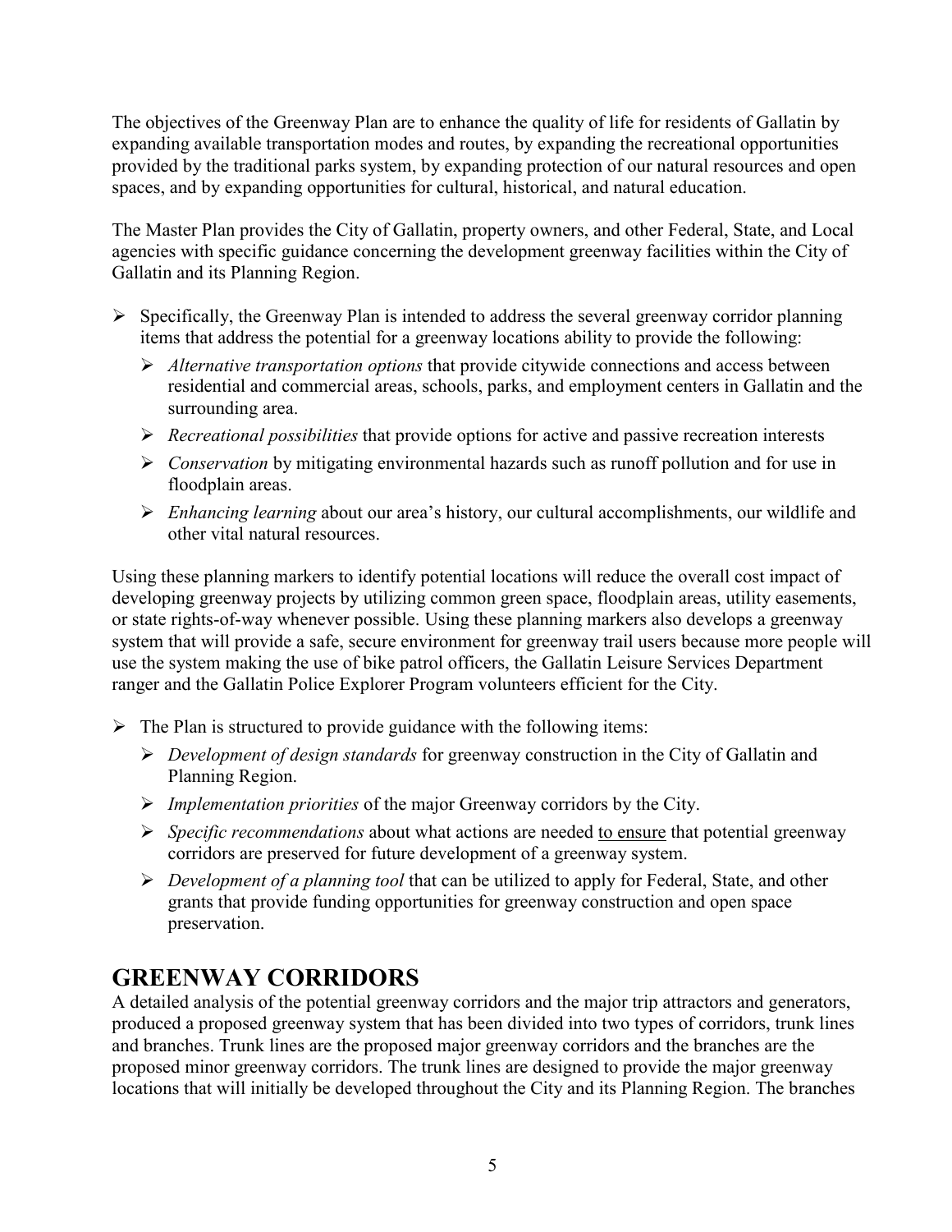The objectives of the Greenway Plan are to enhance the quality of life for residents of Gallatin by expanding available transportation modes and routes, by expanding the recreational opportunities provided by the traditional parks system, by expanding protection of our natural resources and open spaces, and by expanding opportunities for cultural, historical, and natural education.

The Master Plan provides the City of Gallatin, property owners, and other Federal, State, and Local agencies with specific guidance concerning the development greenway facilities within the City of Gallatin and its Planning Region.

- Specifically, the Greenway Plan is intended to address the several greenway corridor planning items that address the potential for a greenway locations ability to provide the following:
  - *Alternative transportation options* that provide citywide connections and access between residential and commercial areas, schools, parks, and employment centers in Gallatin and the surrounding area.
  - *Recreational possibilities* that provide options for active and passive recreation interests
  - *Conservation* by mitigating environmental hazards such as runoff pollution and for use in floodplain areas.
  - *Enhancing learning* about our area's history, our cultural accomplishments, our wildlife and other vital natural resources.

Using these planning markers to identify potential locations will reduce the overall cost impact of developing greenway projects by utilizing common green space, floodplain areas, utility easements, or state rights-of-way whenever possible. Using these planning markers also develops a greenway system that will provide a safe, secure environment for greenway trail users because more people will use the system making the use of bike patrol officers, the Gallatin Leisure Services Department ranger and the Gallatin Police Explorer Program volunteers efficient for the City.

- The Plan is structured to provide guidance with the following items:
  - *Development of design standards* for greenway construction in the City of Gallatin and Planning Region.
  - *Implementation priorities* of the major Greenway corridors by the City.
  - *Specific recommendations* about what actions are needed to ensure that potential greenway corridors are preserved for future development of a greenway system.
  - *Development of a planning tool* that can be utilized to apply for Federal, State, and other grants that provide funding opportunities for greenway construction and open space preservation.

## GREENWAY CORRIDORS

A detailed analysis of the potential greenway corridors and the major trip attractors and generators, produced a proposed greenway system that has been divided into two types of corridors, trunk lines and branches. Trunk lines are the proposed major greenway corridors and the branches are the proposed minor greenway corridors. The trunk lines are designed to provide the major greenway locations that will initially be developed throughout the City and its Planning Region. The branches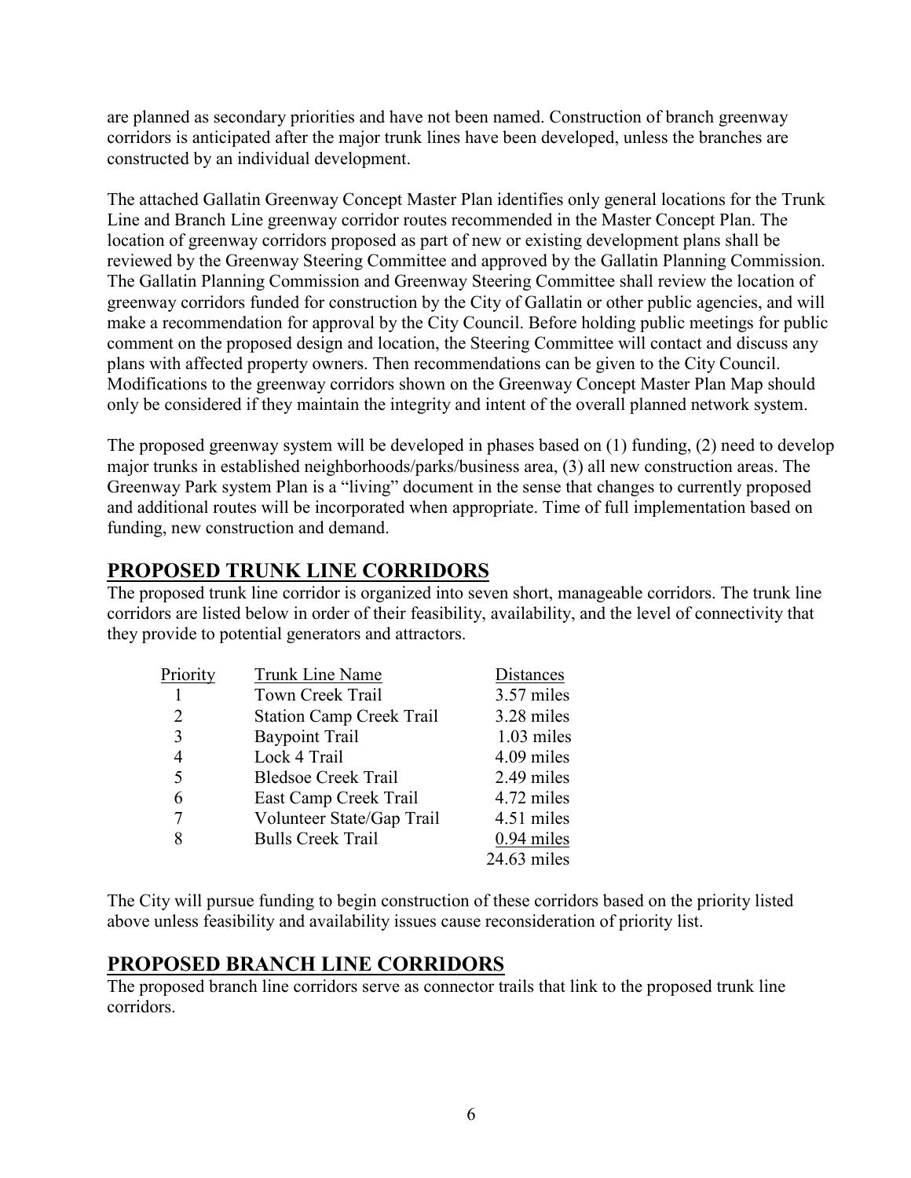are planned as secondary priorities and have not been named. Construction of branch greenway corridors is anticipated after the major trunk lines have been developed, unless the branches are constructed by an individual development.

The attached Gallatin Greenway Concept Master Plan identifies only general locations for the Trunk Line and Branch Line greenway corridor routes recommended in the Master Concept Plan. The location of greenway corridors proposed as part of new or existing development plans shall be reviewed by the Greenway Steering Committee and approved by the Gallatin Planning Commission. The Gallatin Planning Commission and Greenway Steering Committee shall review the location of greenway corridors funded for construction by the City of Gallatin or other public agencies, and will make a recommendation for approval by the City Council. Before holding public meetings for public comment on the proposed design and location, the Steering Committee will contact and discuss any plans with affected property owners. Then recommendations can be given to the City Council. Modifications to the greenway corridors shown on the Greenway Concept Master Plan Map should only be considered if they maintain the integrity and intent of the overall planned network system.

The proposed greenway system will be developed in phases based on (1) funding, (2) need to develop major trunks in established neighborhoods/parks/business area, (3) all new construction areas. The Greenway Park system Plan is a "living" document in the sense that changes to currently proposed and additional routes will be incorporated when appropriate. Time of full implementation based on funding, new construction and demand.

## PROPOSED TRUNK LINE CORRIDORS

The proposed trunk line corridor is organized into seven short, manageable corridors. The trunk line corridors are listed below in order of their feasibility, availability, and the level of connectivity that they provide to potential generators and attractors.

| Priority | Trunk Line Name | Distances |
|---|---|---|
| 1 | Town Creek Trail | 3.57 miles |
| 2 | Station Camp Creek Trail | 3.28 miles |
| 3 | Baypoint Trail | 1.03 miles |
| 4 | Lock 4 Trail | 4.09 miles |
| 5 | Bledsoe Creek Trail | 2.49 miles |
| 6 | East Camp Creek Trail | 4.72 miles |
| 7 | Volunteer State/Gap Trail | 4.51 miles |
| 8 | Bulls Creek Trail | 0.94 miles |
| | | 24.63 miles |

The City will pursue funding to begin construction of these corridors based on the priority listed above unless feasibility and availability issues cause reconsideration of priority list.

## PROPOSED BRANCH LINE CORRIDORS

The proposed branch line corridors serve as connector trails that link to the proposed trunk line corridors.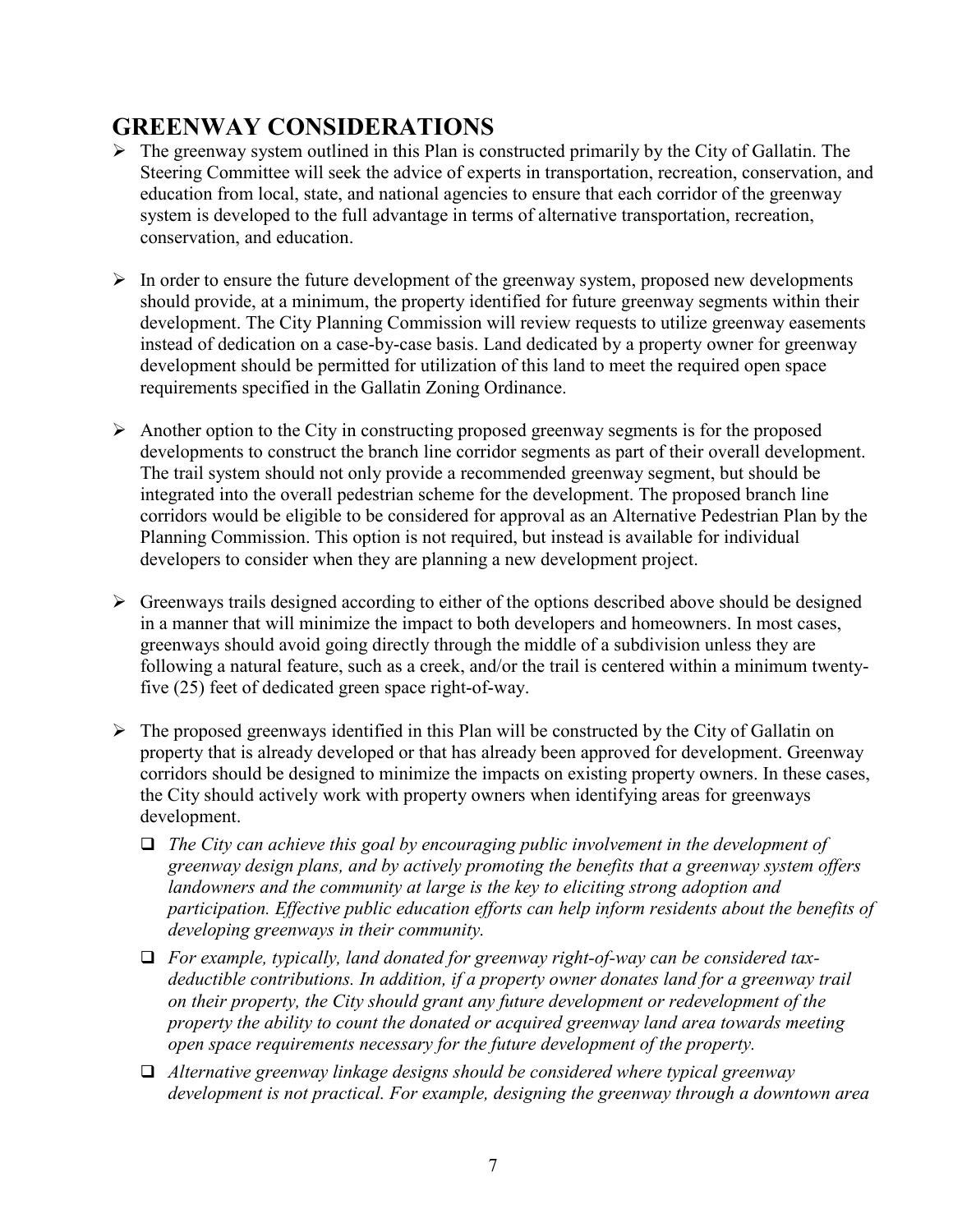## GREENWAY CONSIDERATIONS

- The greenway system outlined in this Plan is constructed primarily by the City of Gallatin. The Steering Committee will seek the advice of experts in transportation, recreation, conservation, and education from local, state, and national agencies to ensure that each corridor of the greenway system is developed to the full advantage in terms of alternative transportation, recreation, conservation, and education.

- In order to ensure the future development of the greenway system, proposed new developments should provide, at a minimum, the property identified for future greenway segments within their development. The City Planning Commission will review requests to utilize greenway easements instead of dedication on a case-by-case basis. Land dedicated by a property owner for greenway development should be permitted for utilization of this land to meet the required open space requirements specified in the Gallatin Zoning Ordinance.

- Another option to the City in constructing proposed greenway segments is for the proposed developments to construct the branch line corridor segments as part of their overall development. The trail system should not only provide a recommended greenway segment, but should be integrated into the overall pedestrian scheme for the development. The proposed branch line corridors would be eligible to be considered for approval as an Alternative Pedestrian Plan by the Planning Commission. This option is not required, but instead is available for individual developers to consider when they are planning a new development project.

- Greenways trails designed according to either of the options described above should be designed in a manner that will minimize the impact to both developers and homeowners. In most cases, greenways should avoid going directly through the middle of a subdivision unless they are following a natural feature, such as a creek, and/or the trail is centered within a minimum twenty-five (25) feet of dedicated green space right-of-way.

- The proposed greenways identified in this Plan will be constructed by the City of Gallatin on property that is already developed or that has already been approved for development. Greenway corridors should be designed to minimize the impacts on existing property owners. In these cases, the City should actively work with property owners when identifying areas for greenways development.
  - *The City can achieve this goal by encouraging public involvement in the development of greenway design plans, and by actively promoting the benefits that a greenway system offers landowners and the community at large is the key to eliciting strong adoption and participation. Effective public education efforts can help inform residents about the benefits of developing greenways in their community.*
  - *For example, typically, land donated for greenway right-of-way can be considered tax-deductible contributions. In addition, if a property owner donates land for a greenway trail on their property, the City should grant any future development or redevelopment of the property the ability to count the donated or acquired greenway land area towards meeting open space requirements necessary for the future development of the property.*
  - *Alternative greenway linkage designs should be considered where typical greenway development is not practical. For example, designing the greenway through a downtown area*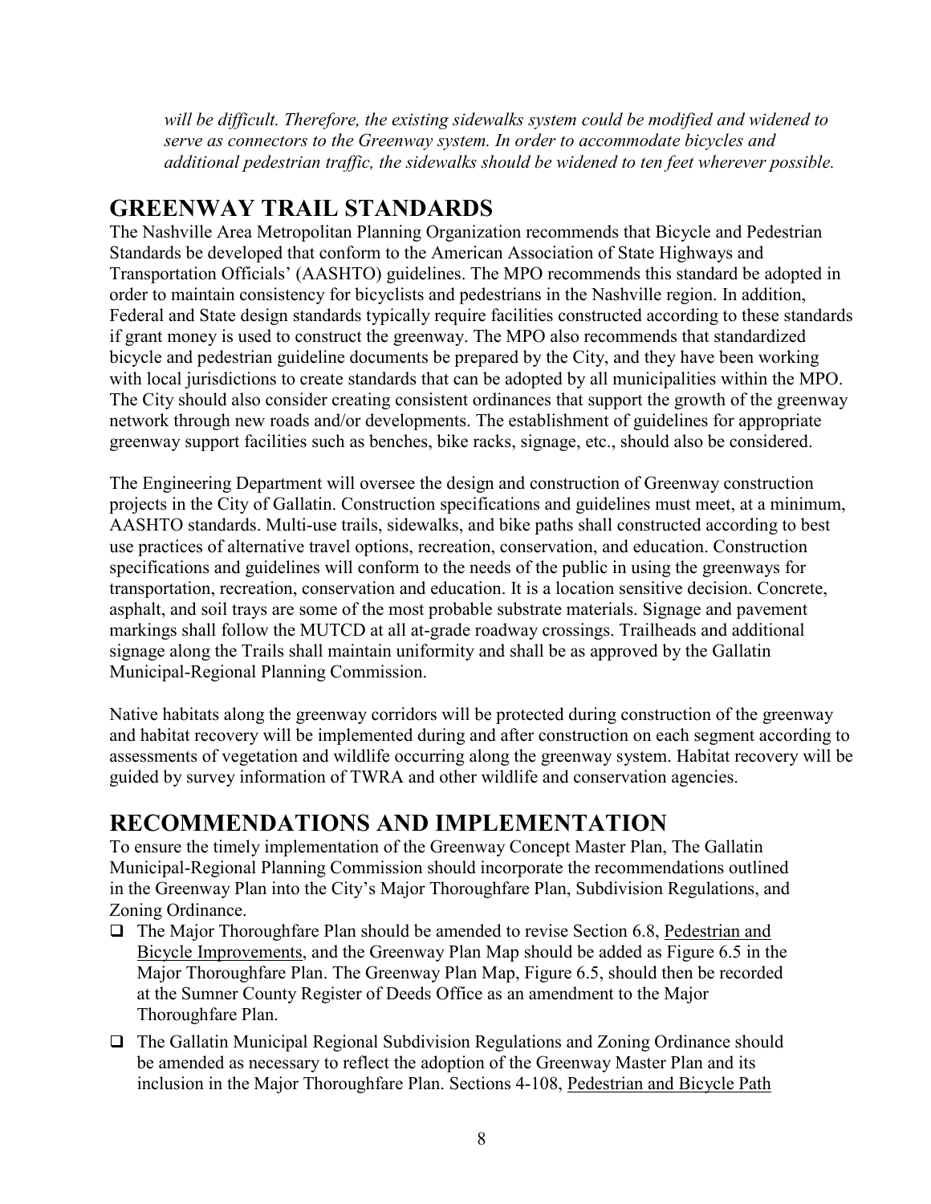*will be difficult. Therefore, the existing sidewalks system could be modified and widened to serve as connectors to the Greenway system. In order to accommodate bicycles and additional pedestrian traffic, the sidewalks should be widened to ten feet wherever possible.*

## GREENWAY TRAIL STANDARDS

The Nashville Area Metropolitan Planning Organization recommends that Bicycle and Pedestrian Standards be developed that conform to the American Association of State Highways and Transportation Officials' (AASHTO) guidelines. The MPO recommends this standard be adopted in order to maintain consistency for bicyclists and pedestrians in the Nashville region. In addition, Federal and State design standards typically require facilities constructed according to these standards if grant money is used to construct the greenway. The MPO also recommends that standardized bicycle and pedestrian guideline documents be prepared by the City, and they have been working with local jurisdictions to create standards that can be adopted by all municipalities within the MPO. The City should also consider creating consistent ordinances that support the growth of the greenway network through new roads and/or developments. The establishment of guidelines for appropriate greenway support facilities such as benches, bike racks, signage, etc., should also be considered.

The Engineering Department will oversee the design and construction of Greenway construction projects in the City of Gallatin. Construction specifications and guidelines must meet, at a minimum, AASHTO standards. Multi-use trails, sidewalks, and bike paths shall constructed according to best use practices of alternative travel options, recreation, conservation, and education. Construction specifications and guidelines will conform to the needs of the public in using the greenways for transportation, recreation, conservation and education. It is a location sensitive decision. Concrete, asphalt, and soil trays are some of the most probable substrate materials. Signage and pavement markings shall follow the MUTCD at all at-grade roadway crossings. Trailheads and additional signage along the Trails shall maintain uniformity and shall be as approved by the Gallatin Municipal-Regional Planning Commission.

Native habitats along the greenway corridors will be protected during construction of the greenway and habitat recovery will be implemented during and after construction on each segment according to assessments of vegetation and wildlife occurring along the greenway system. Habitat recovery will be guided by survey information of TWRA and other wildlife and conservation agencies.

## RECOMMENDATIONS AND IMPLEMENTATION

To ensure the timely implementation of the Greenway Concept Master Plan, The Gallatin Municipal-Regional Planning Commission should incorporate the recommendations outlined in the Greenway Plan into the City's Major Thoroughfare Plan, Subdivision Regulations, and Zoning Ordinance.

- The Major Thoroughfare Plan should be amended to revise Section 6.8, Pedestrian and Bicycle Improvements, and the Greenway Plan Map should be added as Figure 6.5 in the Major Thoroughfare Plan. The Greenway Plan Map, Figure 6.5, should then be recorded at the Sumner County Register of Deeds Office as an amendment to the Major Thoroughfare Plan.
- The Gallatin Municipal Regional Subdivision Regulations and Zoning Ordinance should be amended as necessary to reflect the adoption of the Greenway Master Plan and its inclusion in the Major Thoroughfare Plan. Sections 4-108, Pedestrian and Bicycle Path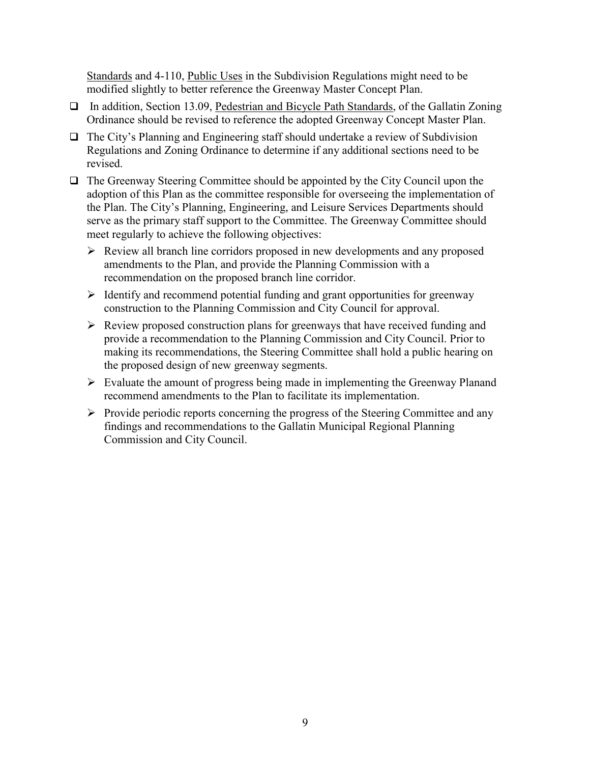Standards and 4-110, Public Uses in the Subdivision Regulations might need to be modified slightly to better reference the Greenway Master Concept Plan.

- In addition, Section 13.09, Pedestrian and Bicycle Path Standards, of the Gallatin Zoning Ordinance should be revised to reference the adopted Greenway Concept Master Plan.
- The City's Planning and Engineering staff should undertake a review of Subdivision Regulations and Zoning Ordinance to determine if any additional sections need to be revised.
- The Greenway Steering Committee should be appointed by the City Council upon the adoption of this Plan as the committee responsible for overseeing the implementation of the Plan. The City's Planning, Engineering, and Leisure Services Departments should serve as the primary staff support to the Committee. The Greenway Committee should meet regularly to achieve the following objectives:
  - Review all branch line corridors proposed in new developments and any proposed amendments to the Plan, and provide the Planning Commission with a recommendation on the proposed branch line corridor.
  - Identify and recommend potential funding and grant opportunities for greenway construction to the Planning Commission and City Council for approval.
  - Review proposed construction plans for greenways that have received funding and provide a recommendation to the Planning Commission and City Council. Prior to making its recommendations, the Steering Committee shall hold a public hearing on the proposed design of new greenway segments.
  - Evaluate the amount of progress being made in implementing the Greenway Planand recommend amendments to the Plan to facilitate its implementation.
  - Provide periodic reports concerning the progress of the Steering Committee and any findings and recommendations to the Gallatin Municipal Regional Planning Commission and City Council.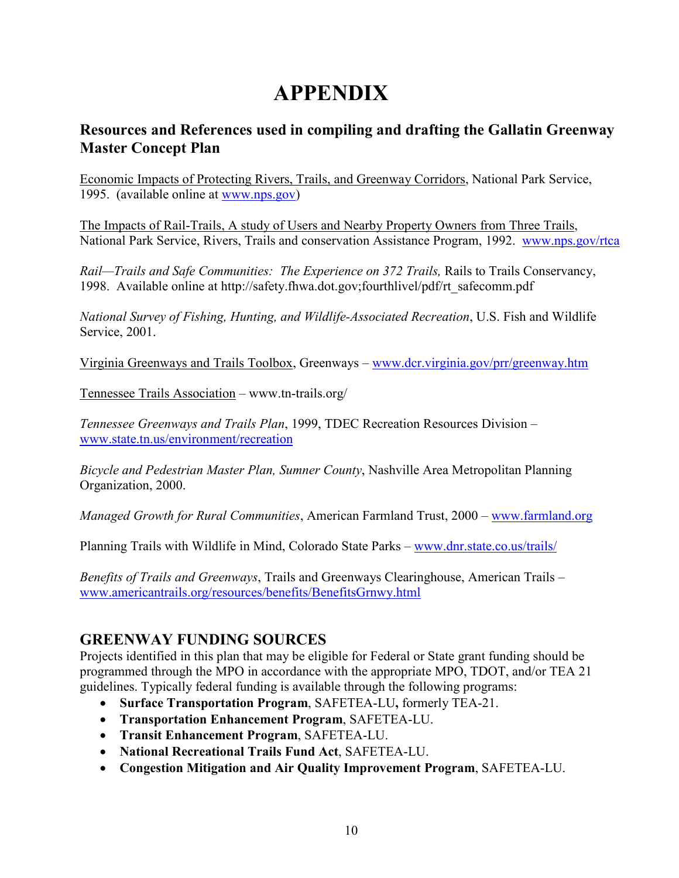# APPENDIX

## Resources and References used in compiling and drafting the Gallatin Greenway Master Concept Plan

Economic Impacts of Protecting Rivers, Trails, and Greenway Corridors, National Park Service, 1995. (available online at www.nps.gov)

The Impacts of Rail-Trails, A study of Users and Nearby Property Owners from Three Trails, National Park Service, Rivers, Trails and conservation Assistance Program, 1992. www.nps.gov/rtca

*Rail—Trails and Safe Communities: The Experience on 372 Trails,* Rails to Trails Conservancy, 1998. Available online at http://safety.fhwa.dot.gov;fourthlivel/pdf/rt_safecomm.pdf

*National Survey of Fishing, Hunting, and Wildlife-Associated Recreation*, U.S. Fish and Wildlife Service, 2001.

Virginia Greenways and Trails Toolbox, Greenways – www.dcr.virginia.gov/prr/greenway.htm

Tennessee Trails Association – www.tn-trails.org/

*Tennessee Greenways and Trails Plan*, 1999, TDEC Recreation Resources Division – www.state.tn.us/environment/recreation

*Bicycle and Pedestrian Master Plan, Sumner County*, Nashville Area Metropolitan Planning Organization, 2000.

*Managed Growth for Rural Communities*, American Farmland Trust, 2000 – www.farmland.org

Planning Trails with Wildlife in Mind, Colorado State Parks – www.dnr.state.co.us/trails/

*Benefits of Trails and Greenways*, Trails and Greenways Clearinghouse, American Trails – www.americantrails.org/resources/benefits/BenefitsGrnwy.html

## GREENWAY FUNDING SOURCES

Projects identified in this plan that may be eligible for Federal or State grant funding should be programmed through the MPO in accordance with the appropriate MPO, TDOT, and/or TEA 21 guidelines. Typically federal funding is available through the following programs:

- **Surface Transportation Program**, SAFETEA-LU**,** formerly TEA-21.
- **Transportation Enhancement Program**, SAFETEA-LU.
- **Transit Enhancement Program**, SAFETEA-LU.
- **National Recreational Trails Fund Act**, SAFETEA-LU.
- **Congestion Mitigation and Air Quality Improvement Program**, SAFETEA-LU.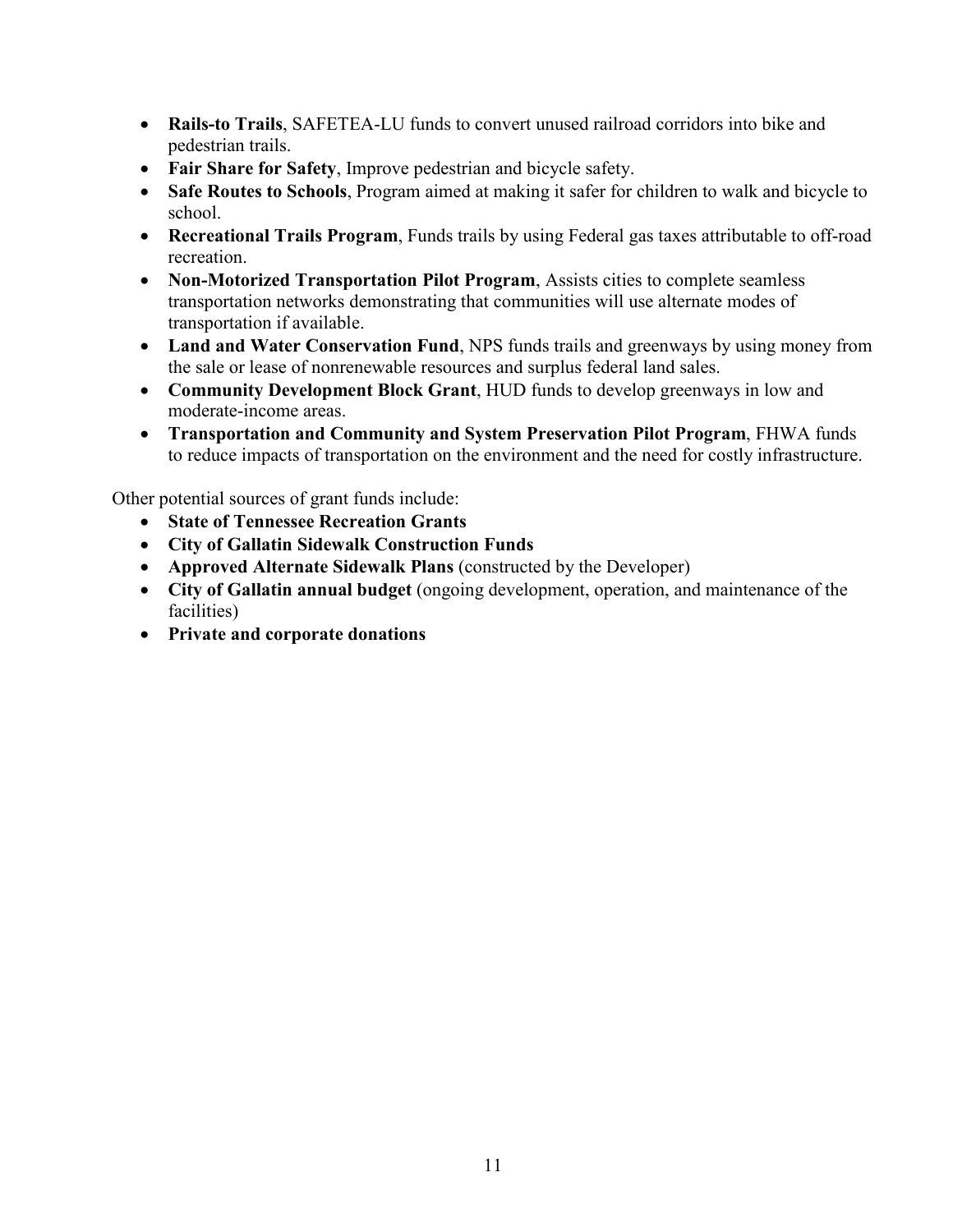- **Rails-to Trails**, SAFETEA-LU funds to convert unused railroad corridors into bike and pedestrian trails.
- **Fair Share for Safety**, Improve pedestrian and bicycle safety.
- **Safe Routes to Schools**, Program aimed at making it safer for children to walk and bicycle to school.
- **Recreational Trails Program**, Funds trails by using Federal gas taxes attributable to off-road recreation.
- **Non-Motorized Transportation Pilot Program**, Assists cities to complete seamless transportation networks demonstrating that communities will use alternate modes of transportation if available.
- **Land and Water Conservation Fund**, NPS funds trails and greenways by using money from the sale or lease of nonrenewable resources and surplus federal land sales.
- **Community Development Block Grant**, HUD funds to develop greenways in low and moderate-income areas.
- **Transportation and Community and System Preservation Pilot Program**, FHWA funds to reduce impacts of transportation on the environment and the need for costly infrastructure.

Other potential sources of grant funds include:

- **State of Tennessee Recreation Grants**
- **City of Gallatin Sidewalk Construction Funds**
- **Approved Alternate Sidewalk Plans** (constructed by the Developer)
- **City of Gallatin annual budget** (ongoing development, operation, and maintenance of the facilities)
- **Private and corporate donations**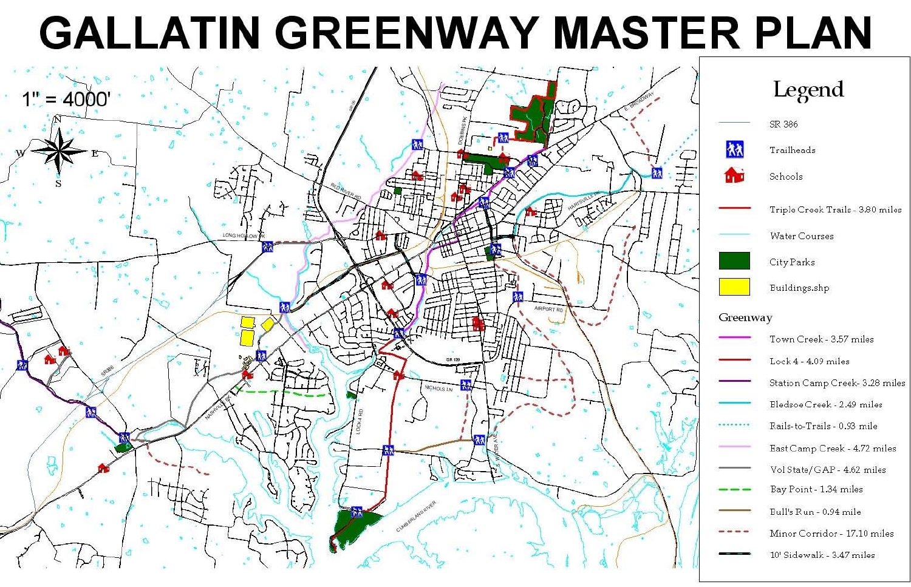# GALLATIN GREENWAY MASTER PLAN

1" = 4000'

N
W
E
S

LONG HOLLOW PK

RED RIVER RD

DOBBINS PK

E. BROADWAY

HARTSVILLE PK

AIRPORT RD

SR 109

NICHOLS LN

LOCK 4 RD

S. WATER AVE

CUMBERLAND RIVER

NASHVILLE PK

SR386

**Legend**

SR 386

Trailheads

Schools

Triple Creek Trails - 3.80 miles

Water Courses

City Parks

Buildings.shp

**Greenway**

Town Creek - 3.57 miles

Lock 4 - 4.09 miles

Station Camp Creek- 3.28 miles

Bledsoe Creek - 2.49 miles

Rails-to-Trails - 0.93 mile

East Camp Creek - 4.72 miles

Vol State/GAP - 4.62 miles

Bay Point - 1.34 miles

Bull's Run - 0.94 mile

Minor Corridor - 17.10 miles

10' Sidewalk - 3.47 miles